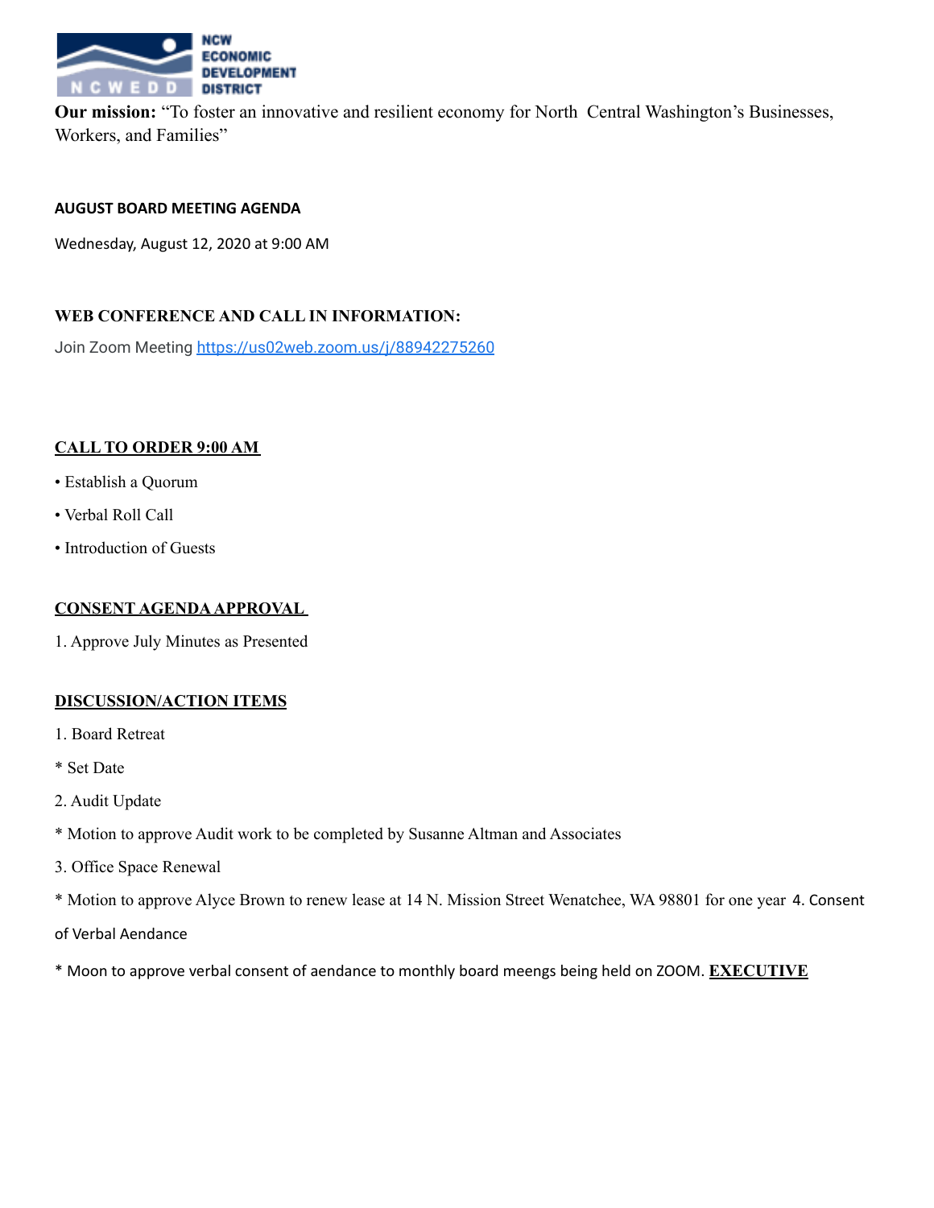NCW ECONOMIC DEVELOPMENT DISTRICT

**Our mission:** "To foster an innovative and resilient economy for North Central Washington's Businesses, Workers, and Families"

**AUGUST BOARD MEETING AGENDA**

Wednesday, August 12, 2020 at 9:00 AM

**WEB CONFERENCE AND CALL IN INFORMATION:**

Join Zoom Meeting https://us02web.zoom.us/j/88942275260

**CALL TO ORDER 9:00 AM**

- Establish a Quorum
- Verbal Roll Call
- Introduction of Guests

**CONSENT AGENDA APPROVAL**

1. Approve July Minutes as Presented

**DISCUSSION/ACTION ITEMS**

1. Board Retreat

* Set Date

2. Audit Update

* Motion to approve Audit work to be completed by Susanne Altman and Associates

3. Office Space Renewal

* Motion to approve Alyce Brown to renew lease at 14 N. Mission Street Wenatchee, WA 98801 for one year

4. Consent of Verbal Aendance

* Moon to approve verbal consent of aendance to monthly board meengs being held on ZOOM.

**EXECUTIVE**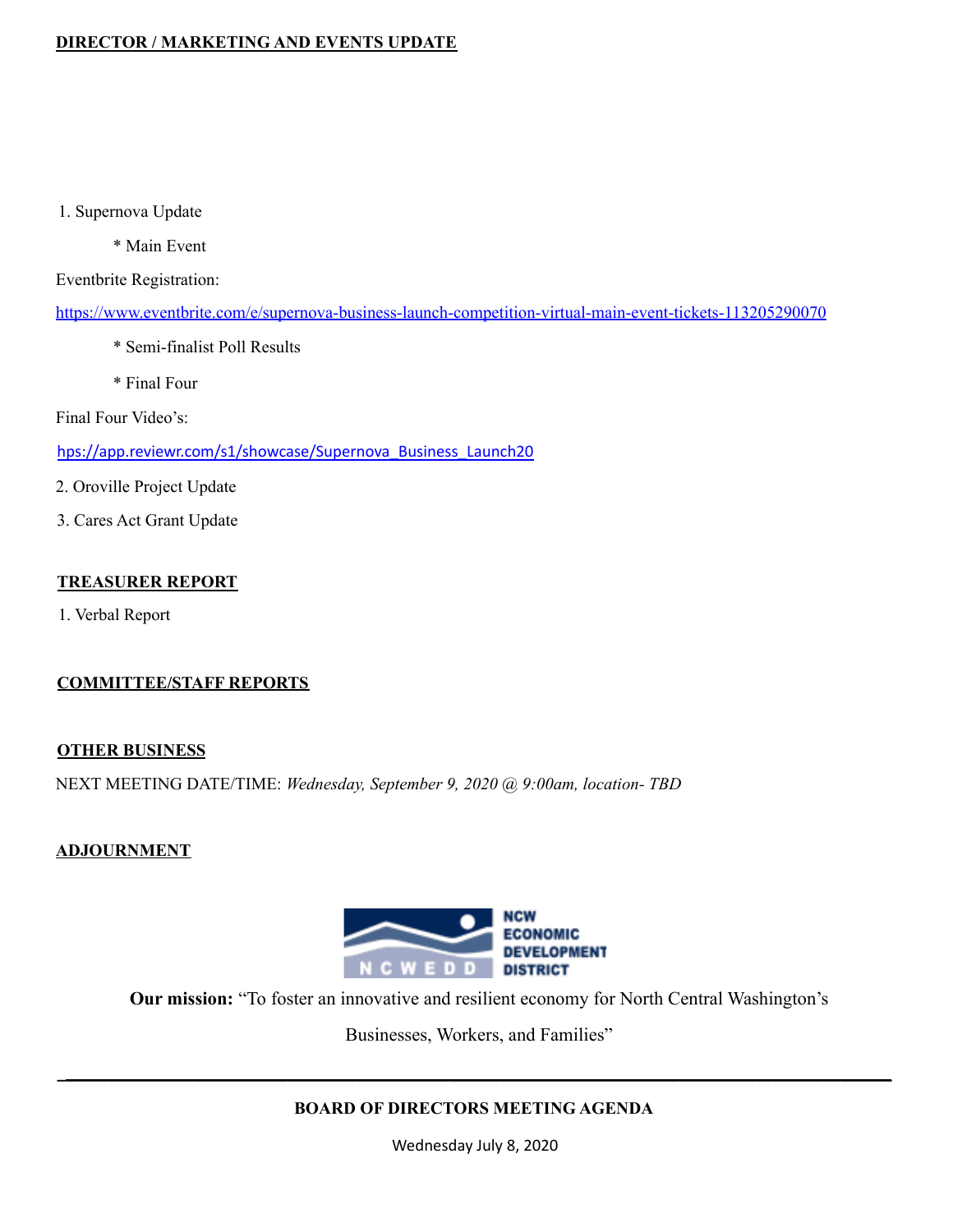## DIRECTOR / MARKETING AND EVENTS UPDATE

1. Supernova Update

    * Main Event

Eventbrite Registration:

https://www.eventbrite.com/e/supernova-business-launch-competition-virtual-main-event-tickets-113205290070

    * Semi-finalist Poll Results

    * Final Four

Final Four Video's:

hps://app.reviewr.com/s1/showcase/Supernova_Business_Launch20

2. Oroville Project Update

3. Cares Act Grant Update

## TREASURER REPORT

1. Verbal Report

## COMMITTEE/STAFF REPORTS

## OTHER BUSINESS

NEXT MEETING DATE/TIME: *Wednesday, September 9, 2020 @ 9:00am, location- TBD*

## ADJOURNMENT

NCW ECONOMIC DEVELOPMENT DISTRICT

**Our mission:** "To foster an innovative and resilient economy for North Central Washington's Businesses, Workers, and Families"

---

**BOARD OF DIRECTORS MEETING AGENDA**

Wednesday July 8, 2020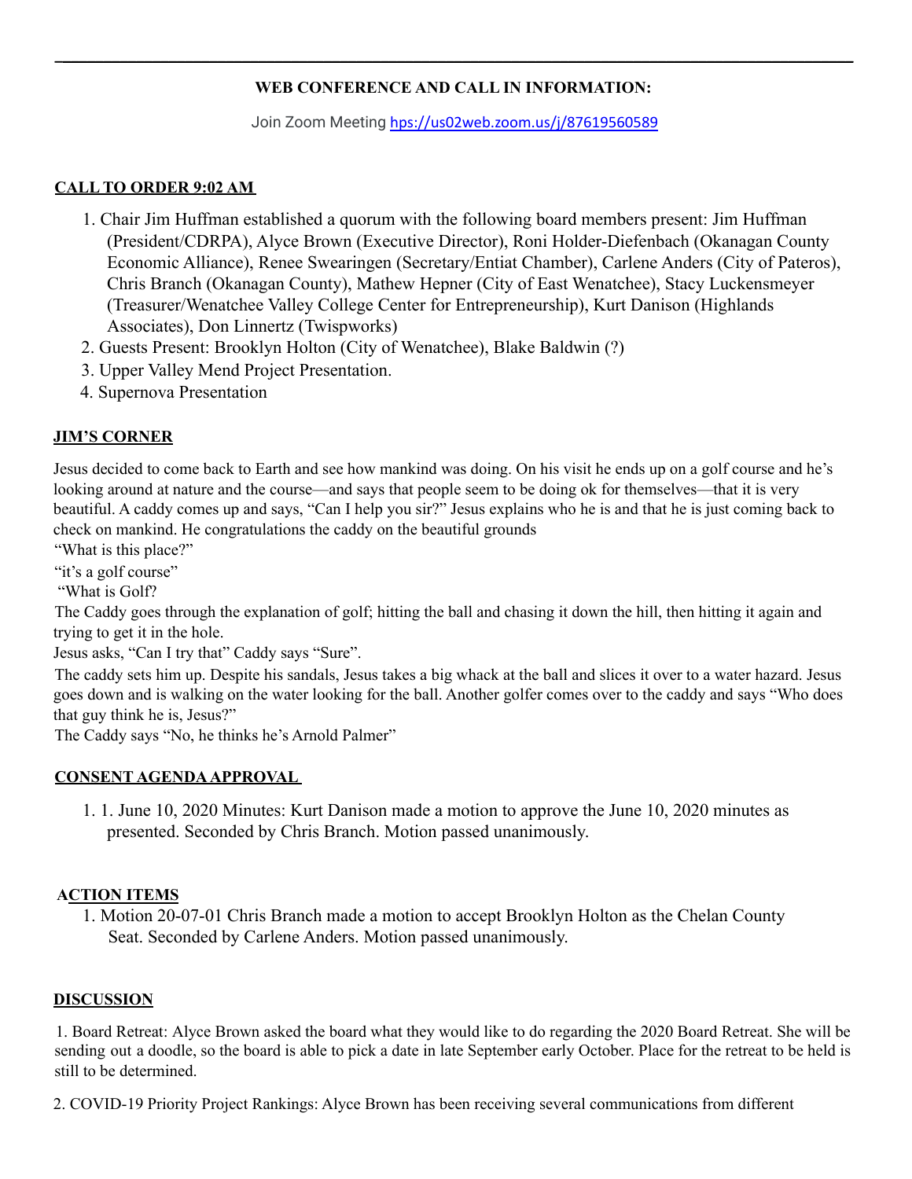**WEB CONFERENCE AND CALL IN INFORMATION:**

Join Zoom Meeting hps://us02web.zoom.us/j/87619560589

**CALL TO ORDER 9:02 AM**

1. Chair Jim Huffman established a quorum with the following board members present: Jim Huffman (President/CDRPA), Alyce Brown (Executive Director), Roni Holder-Diefenbach (Okanagan County Economic Alliance), Renee Swearingen (Secretary/Entiat Chamber), Carlene Anders (City of Pateros), Chris Branch (Okanagan County), Mathew Hepner (City of East Wenatchee), Stacy Luckensmeyer (Treasurer/Wenatchee Valley College Center for Entrepreneurship), Kurt Danison (Highlands Associates), Don Linnertz (Twispworks)
2. Guests Present: Brooklyn Holton (City of Wenatchee), Blake Baldwin (?)
3. Upper Valley Mend Project Presentation.
4. Supernova Presentation

**JIM'S CORNER**

Jesus decided to come back to Earth and see how mankind was doing. On his visit he ends up on a golf course and he's looking around at nature and the course—and says that people seem to be doing ok for themselves—that it is very beautiful. A caddy comes up and says, "Can I help you sir?" Jesus explains who he is and that he is just coming back to check on mankind. He congratulations the caddy on the beautiful grounds

"What is this place?"

"it's a golf course"

"What is Golf?

The Caddy goes through the explanation of golf; hitting the ball and chasing it down the hill, then hitting it again and trying to get it in the hole.

Jesus asks, "Can I try that" Caddy says "Sure".

The caddy sets him up. Despite his sandals, Jesus takes a big whack at the ball and slices it over to a water hazard. Jesus goes down and is walking on the water looking for the ball. Another golfer comes over to the caddy and says "Who does that guy think he is, Jesus?"

The Caddy says "No, he thinks he's Arnold Palmer"

**CONSENT AGENDA APPROVAL**

1. 1. June 10, 2020 Minutes: Kurt Danison made a motion to approve the June 10, 2020 minutes as presented. Seconded by Chris Branch. Motion passed unanimously.

**ACTION ITEMS**

1. Motion 20-07-01 Chris Branch made a motion to accept Brooklyn Holton as the Chelan County Seat. Seconded by Carlene Anders. Motion passed unanimously.

**DISCUSSION**

1. Board Retreat: Alyce Brown asked the board what they would like to do regarding the 2020 Board Retreat. She will be sending out a doodle, so the board is able to pick a date in late September early October. Place for the retreat to be held is still to be determined.

2. COVID-19 Priority Project Rankings: Alyce Brown has been receiving several communications from different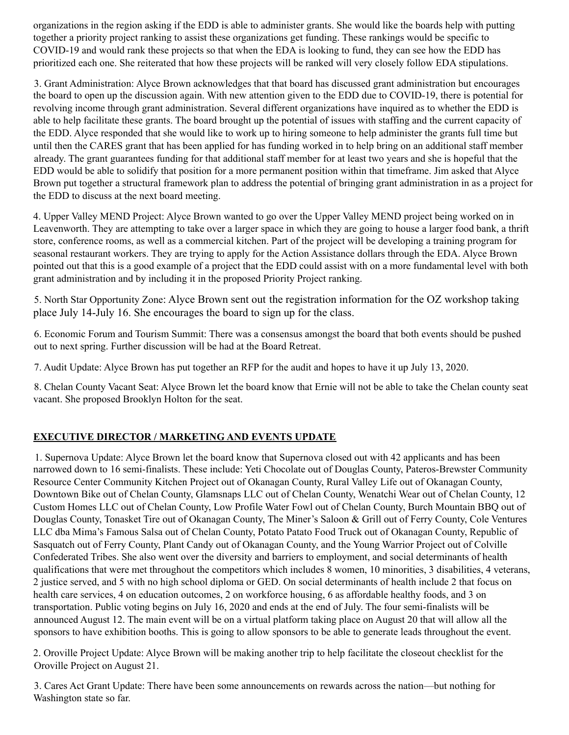organizations in the region asking if the EDD is able to administer grants. She would like the boards help with putting together a priority project ranking to assist these organizations get funding. These rankings would be specific to COVID-19 and would rank these projects so that when the EDA is looking to fund, they can see how the EDD has prioritized each one. She reiterated that how these projects will be ranked will very closely follow EDA stipulations.

3. Grant Administration: Alyce Brown acknowledges that that board has discussed grant administration but encourages the board to open up the discussion again. With new attention given to the EDD due to COVID-19, there is potential for revolving income through grant administration. Several different organizations have inquired as to whether the EDD is able to help facilitate these grants. The board brought up the potential of issues with staffing and the current capacity of the EDD. Alyce responded that she would like to work up to hiring someone to help administer the grants full time but until then the CARES grant that has been applied for has funding worked in to help bring on an additional staff member already. The grant guarantees funding for that additional staff member for at least two years and she is hopeful that the EDD would be able to solidify that position for a more permanent position within that timeframe. Jim asked that Alyce Brown put together a structural framework plan to address the potential of bringing grant administration in as a project for the EDD to discuss at the next board meeting.

4. Upper Valley MEND Project: Alyce Brown wanted to go over the Upper Valley MEND project being worked on in Leavenworth. They are attempting to take over a larger space in which they are going to house a larger food bank, a thrift store, conference rooms, as well as a commercial kitchen. Part of the project will be developing a training program for seasonal restaurant workers. They are trying to apply for the Action Assistance dollars through the EDA. Alyce Brown pointed out that this is a good example of a project that the EDD could assist with on a more fundamental level with both grant administration and by including it in the proposed Priority Project ranking.

5. North Star Opportunity Zone: Alyce Brown sent out the registration information for the OZ workshop taking place July 14-July 16. She encourages the board to sign up for the class.

6. Economic Forum and Tourism Summit: There was a consensus amongst the board that both events should be pushed out to next spring. Further discussion will be had at the Board Retreat.

7. Audit Update: Alyce Brown has put together an RFP for the audit and hopes to have it up July 13, 2020.

8. Chelan County Vacant Seat: Alyce Brown let the board know that Ernie will not be able to take the Chelan county seat vacant. She proposed Brooklyn Holton for the seat.

## EXECUTIVE DIRECTOR / MARKETING AND EVENTS UPDATE

1. Supernova Update: Alyce Brown let the board know that Supernova closed out with 42 applicants and has been narrowed down to 16 semi-finalists. These include: Yeti Chocolate out of Douglas County, Pateros-Brewster Community Resource Center Community Kitchen Project out of Okanagan County, Rural Valley Life out of Okanagan County, Downtown Bike out of Chelan County, Glamsnaps LLC out of Chelan County, Wenatchi Wear out of Chelan County, 12 Custom Homes LLC out of Chelan County, Low Profile Water Fowl out of Chelan County, Burch Mountain BBQ out of Douglas County, Tonasket Tire out of Okanagan County, The Miner's Saloon & Grill out of Ferry County, Cole Ventures LLC dba Mima's Famous Salsa out of Chelan County, Potato Patato Food Truck out of Okanagan County, Republic of Sasquatch out of Ferry County, Plant Candy out of Okanagan County, and the Young Warrior Project out of Colville Confederated Tribes. She also went over the diversity and barriers to employment, and social determinants of health qualifications that were met throughout the competitors which includes 8 women, 10 minorities, 3 disabilities, 4 veterans, 2 justice served, and 5 with no high school diploma or GED. On social determinants of health include 2 that focus on health care services, 4 on education outcomes, 2 on workforce housing, 6 as affordable healthy foods, and 3 on transportation. Public voting begins on July 16, 2020 and ends at the end of July. The four semi-finalists will be announced August 12. The main event will be on a virtual platform taking place on August 20 that will allow all the sponsors to have exhibition booths. This is going to allow sponsors to be able to generate leads throughout the event.

2. Oroville Project Update: Alyce Brown will be making another trip to help facilitate the closeout checklist for the Oroville Project on August 21.

3. Cares Act Grant Update: There have been some announcements on rewards across the nation—but nothing for Washington state so far.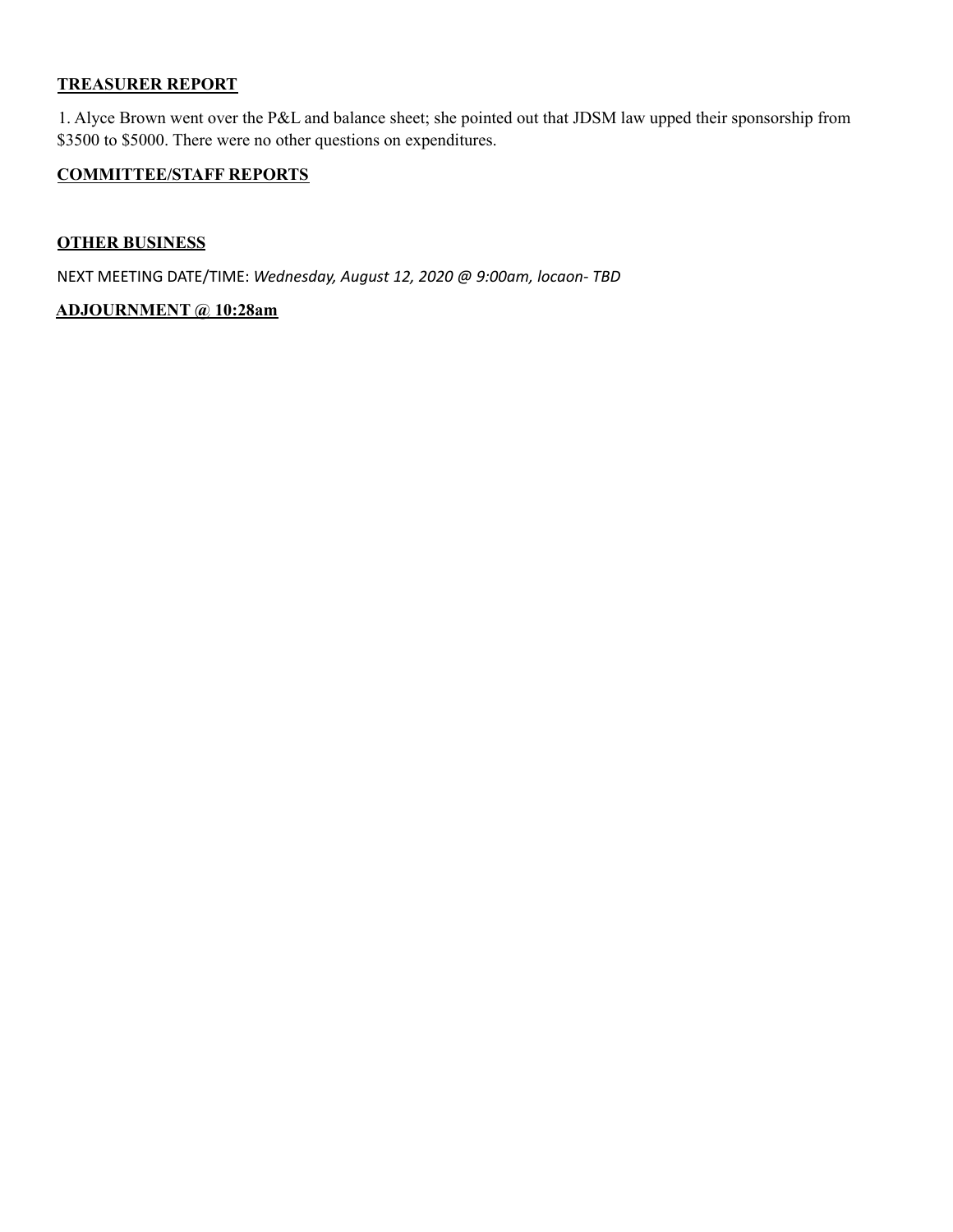**TREASURER REPORT**

1. Alyce Brown went over the P&L and balance sheet; she pointed out that JDSM law upped their sponsorship from $3500 to $5000. There were no other questions on expenditures.

**COMMITTEE/STAFF REPORTS**

**OTHER BUSINESS**

NEXT MEETING DATE/TIME: *Wednesday, August 12, 2020 @ 9:00am, locaon- TBD*

**ADJOURNMENT @ 10:28am**